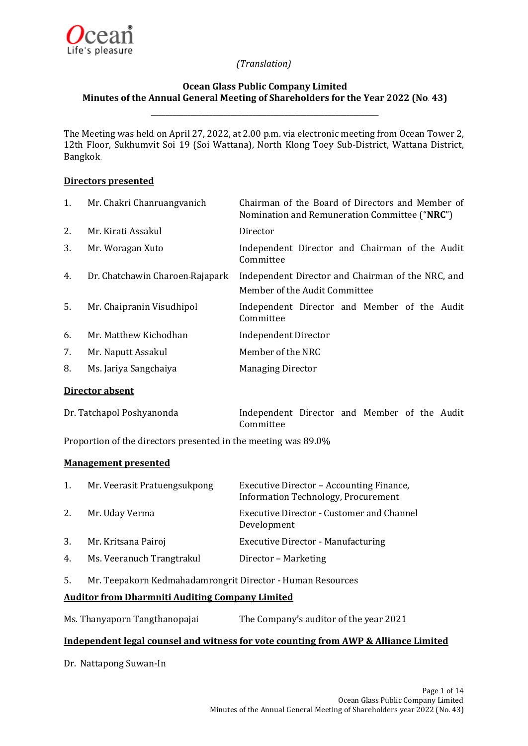Ocean
Life's pleasure

*(Translation)*

# Ocean Glass Public Company Limited
## Minutes of the Annual General Meeting of Shareholders for the Year 2022 (No. 43)

---

The Meeting was held on April 27, 2022, at 2.00 p.m. via electronic meeting from Ocean Tower 2, 12th Floor, Sukhumvit Soi 19 (Soi Wattana), North Klong Toey Sub-District, Wattana District, Bangkok.

**Directors presented**

| | | |
|---|---|---|
| 1. | Mr. Chakri Chanruangvanich | Chairman of the Board of Directors and Member of Nomination and Remuneration Committee ("**NRC**") |
| 2. | Mr. Kirati Assakul | Director |
| 3. | Mr. Woragan Xuto | Independent Director and Chairman of the Audit Committee |
| 4. | Dr. Chatchawin Charoen-Rajapark | Independent Director and Chairman of the NRC, and Member of the Audit Committee |
| 5. | Mr. Chaipranin Visudhipol | Independent Director and Member of the Audit Committee |
| 6. | Mr. Matthew Kichodhan | Independent Director |
| 7. | Mr. Naputt Assakul | Member of the NRC |
| 8. | Ms. Jariya Sangchaiya | Managing Director |

**Director absent**

| | |
|---|---|
| Dr. Tatchapol Poshyanonda | Independent Director and Member of the Audit Committee |

Proportion of the directors presented in the meeting was 89.0%

**Management presented**

| | | |
|---|---|---|
| 1. | Mr. Veerasit Pratuengsukpong | Executive Director – Accounting Finance, Information Technology, Procurement |
| 2. | Mr. Uday Verma | Executive Director - Customer and Channel Development |
| 3. | Mr. Kritsana Pairoj | Executive Director - Manufacturing |
| 4. | Ms. Veeranuch Trangtrakul | Director – Marketing |
| 5. | Mr. Teepakorn Kedmahadamrongrit | Director - Human Resources |

**Auditor from Dharmniti Auditing Company Limited**

| | |
|---|---|
| Ms. Thanyaporn Tangthanopajai | The Company's auditor of the year 2021 |

**Independent legal counsel and witness for vote counting from AWP & Alliance Limited**

Dr. Nattapong Suwan-In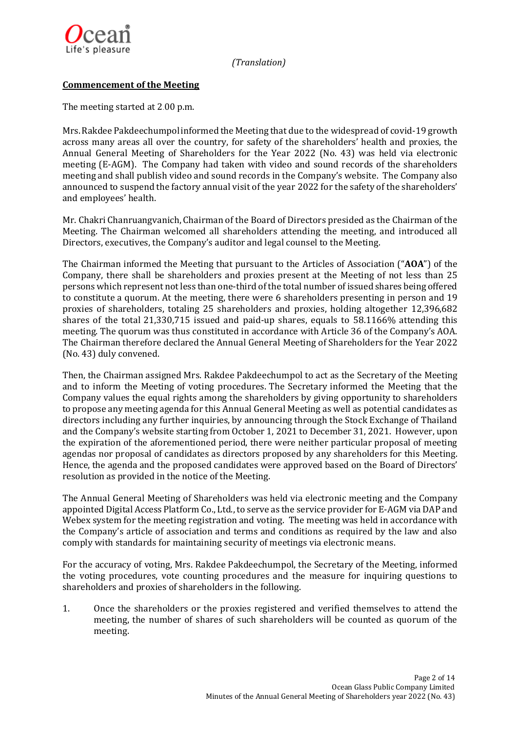*(Translation)*

**Commencement of the Meeting**

The meeting started at 2.00 p.m.

Mrs. Rakdee Pakdeechumpol informed the Meeting that due to the widespread of covid-19 growth across many areas all over the country, for safety of the shareholders' health and proxies, the Annual General Meeting of Shareholders for the Year 2022 (No. 43) was held via electronic meeting (E-AGM). The Company had taken with video and sound records of the shareholders meeting and shall publish video and sound records in the Company's website. The Company also announced to suspend the factory annual visit of the year 2022 for the safety of the shareholders' and employees' health.

Mr. Chakri Chanruangvanich, Chairman of the Board of Directors presided as the Chairman of the Meeting. The Chairman welcomed all shareholders attending the meeting, and introduced all Directors, executives, the Company's auditor and legal counsel to the Meeting.

The Chairman informed the Meeting that pursuant to the Articles of Association ("**AOA**") of the Company, there shall be shareholders and proxies present at the Meeting of not less than 25 persons which represent not less than one-third of the total number of issued shares being offered to constitute a quorum. At the meeting, there were 6 shareholders presenting in person and 19 proxies of shareholders, totaling 25 shareholders and proxies, holding altogether 12,396,682 shares of the total 21,330,715 issued and paid-up shares, equals to 58.1166% attending this meeting. The quorum was thus constituted in accordance with Article 36 of the Company's AOA. The Chairman therefore declared the Annual General Meeting of Shareholders for the Year 2022 (No. 43) duly convened.

Then, the Chairman assigned Mrs. Rakdee Pakdeechumpol to act as the Secretary of the Meeting and to inform the Meeting of voting procedures. The Secretary informed the Meeting that the Company values the equal rights among the shareholders by giving opportunity to shareholders to propose any meeting agenda for this Annual General Meeting as well as potential candidates as directors including any further inquiries, by announcing through the Stock Exchange of Thailand and the Company's website starting from October 1, 2021 to December 31, 2021. However, upon the expiration of the aforementioned period, there were neither particular proposal of meeting agendas nor proposal of candidates as directors proposed by any shareholders for this Meeting. Hence, the agenda and the proposed candidates were approved based on the Board of Directors' resolution as provided in the notice of the Meeting.

The Annual General Meeting of Shareholders was held via electronic meeting and the Company appointed Digital Access Platform Co., Ltd., to serve as the service provider for E-AGM via DAP and Webex system for the meeting registration and voting. The meeting was held in accordance with the Company's article of association and terms and conditions as required by the law and also comply with standards for maintaining security of meetings via electronic means.

For the accuracy of voting, Mrs. Rakdee Pakdeechumpol, the Secretary of the Meeting, informed the voting procedures, vote counting procedures and the measure for inquiring questions to shareholders and proxies of shareholders in the following.

1. Once the shareholders or the proxies registered and verified themselves to attend the meeting, the number of shares of such shareholders will be counted as quorum of the meeting.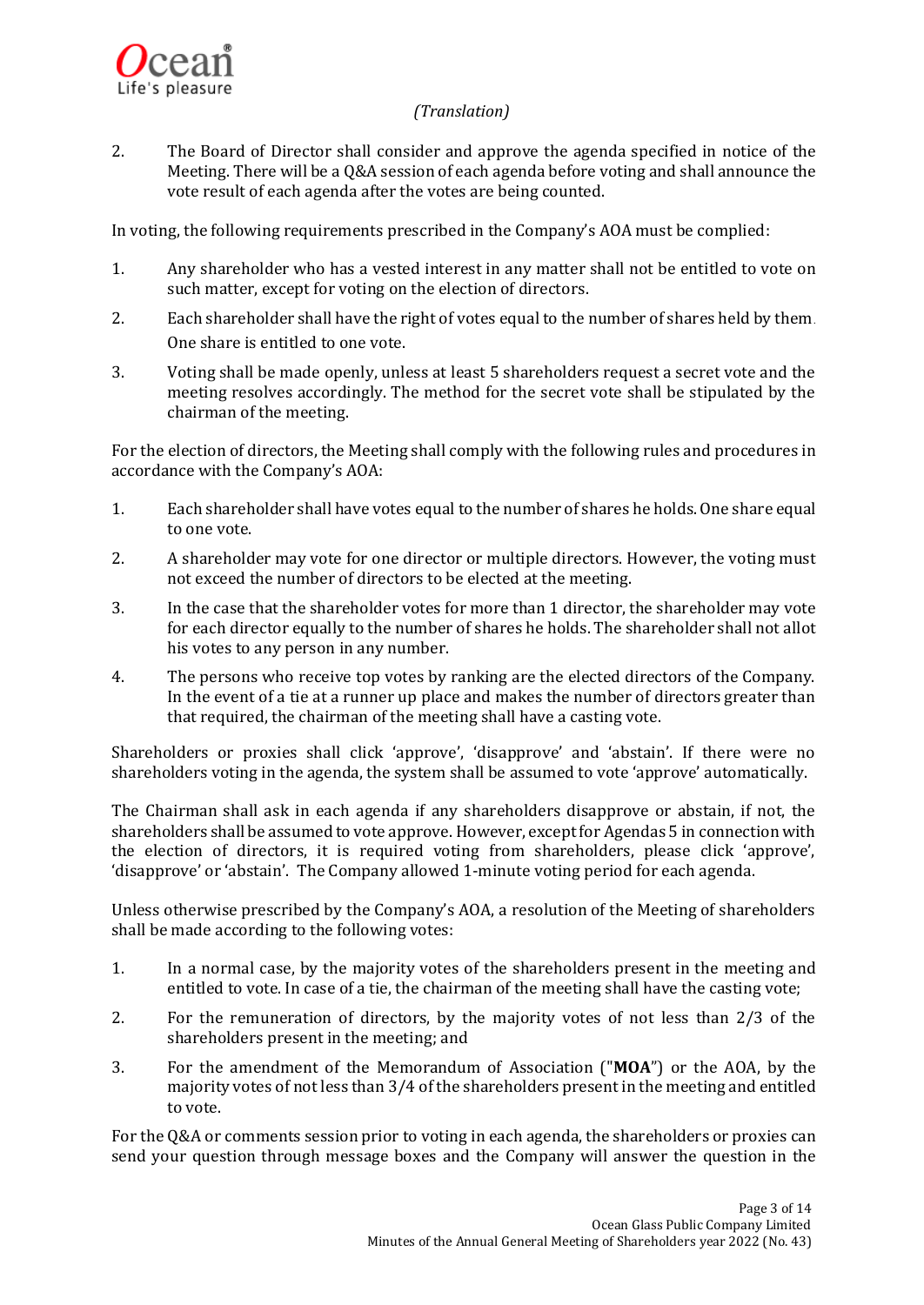*(Translation)*

2. The Board of Director shall consider and approve the agenda specified in notice of the Meeting. There will be a Q&A session of each agenda before voting and shall announce the vote result of each agenda after the votes are being counted.

In voting, the following requirements prescribed in the Company's AOA must be complied:

1. Any shareholder who has a vested interest in any matter shall not be entitled to vote on such matter, except for voting on the election of directors.
2. Each shareholder shall have the right of votes equal to the number of shares held by them. One share is entitled to one vote.
3. Voting shall be made openly, unless at least 5 shareholders request a secret vote and the meeting resolves accordingly. The method for the secret vote shall be stipulated by the chairman of the meeting.

For the election of directors, the Meeting shall comply with the following rules and procedures in accordance with the Company's AOA:

1. Each shareholder shall have votes equal to the number of shares he holds. One share equal to one vote.
2. A shareholder may vote for one director or multiple directors. However, the voting must not exceed the number of directors to be elected at the meeting.
3. In the case that the shareholder votes for more than 1 director, the shareholder may vote for each director equally to the number of shares he holds. The shareholder shall not allot his votes to any person in any number.
4. The persons who receive top votes by ranking are the elected directors of the Company. In the event of a tie at a runner up place and makes the number of directors greater than that required, the chairman of the meeting shall have a casting vote.

Shareholders or proxies shall click 'approve', 'disapprove' and 'abstain'. If there were no shareholders voting in the agenda, the system shall be assumed to vote 'approve' automatically.

The Chairman shall ask in each agenda if any shareholders disapprove or abstain, if not, the shareholders shall be assumed to vote approve. However, except for Agendas 5 in connection with the election of directors, it is required voting from shareholders, please click 'approve', 'disapprove' or 'abstain'. The Company allowed 1-minute voting period for each agenda.

Unless otherwise prescribed by the Company's AOA, a resolution of the Meeting of shareholders shall be made according to the following votes:

1. In a normal case, by the majority votes of the shareholders present in the meeting and entitled to vote. In case of a tie, the chairman of the meeting shall have the casting vote;
2. For the remuneration of directors, by the majority votes of not less than 2/3 of the shareholders present in the meeting; and
3. For the amendment of the Memorandum of Association ("**MOA**") or the AOA, by the majority votes of not less than 3/4 of the shareholders present in the meeting and entitled to vote.

For the Q&A or comments session prior to voting in each agenda, the shareholders or proxies can send your question through message boxes and the Company will answer the question in the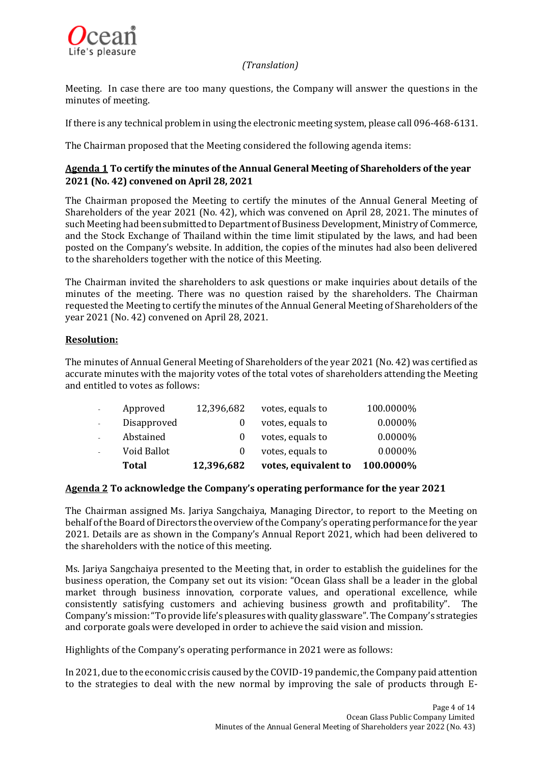*(Translation)*

Meeting. In case there are too many questions, the Company will answer the questions in the minutes of meeting.

If there is any technical problem in using the electronic meeting system, please call 096-468-6131.

The Chairman proposed that the Meeting considered the following agenda items:

**<u>Agenda 1</u> To certify the minutes of the Annual General Meeting of Shareholders of the year 2021 (No. 42) convened on April 28, 2021**

The Chairman proposed the Meeting to certify the minutes of the Annual General Meeting of Shareholders of the year 2021 (No. 42), which was convened on April 28, 2021. The minutes of such Meeting had been submitted to Department of Business Development, Ministry of Commerce, and the Stock Exchange of Thailand within the time limit stipulated by the laws, and had been posted on the Company's website. In addition, the copies of the minutes had also been delivered to the shareholders together with the notice of this Meeting.

The Chairman invited the shareholders to ask questions or make inquiries about details of the minutes of the meeting. There was no question raised by the shareholders. The Chairman requested the Meeting to certify the minutes of the Annual General Meeting of Shareholders of the year 2021 (No. 42) convened on April 28, 2021.

**<u>Resolution:</u>**

The minutes of Annual General Meeting of Shareholders of the year 2021 (No. 42) was certified as accurate minutes with the majority votes of the total votes of shareholders attending the Meeting and entitled to votes as follows:

| | | | | |
|---|---|---|---|---|
| - | Approved | 12,396,682 | votes, equals to | 100.0000% |
| - | Disapproved | 0 | votes, equals to | 0.0000% |
| - | Abstained | 0 | votes, equals to | 0.0000% |
| - | Void Ballot | 0 | votes, equals to | 0.0000% |
| | **Total** | **12,396,682** | **votes, equivalent to** | **100.0000%** |

**<u>Agenda 2</u> To acknowledge the Company's operating performance for the year 2021**

The Chairman assigned Ms. Jariya Sangchaiya, Managing Director, to report to the Meeting on behalf of the Board of Directors the overview of the Company's operating performance for the year 2021. Details are as shown in the Company's Annual Report 2021, which had been delivered to the shareholders with the notice of this meeting.

Ms. Jariya Sangchaiya presented to the Meeting that, in order to establish the guidelines for the business operation, the Company set out its vision: "Ocean Glass shall be a leader in the global market through business innovation, corporate values, and operational excellence, while consistently satisfying customers and achieving business growth and profitability". The Company's mission: "To provide life's pleasures with quality glassware". The Company's strategies and corporate goals were developed in order to achieve the said vision and mission.

Highlights of the Company's operating performance in 2021 were as follows:

In 2021, due to the economic crisis caused by the COVID-19 pandemic, the Company paid attention to the strategies to deal with the new normal by improving the sale of products through E-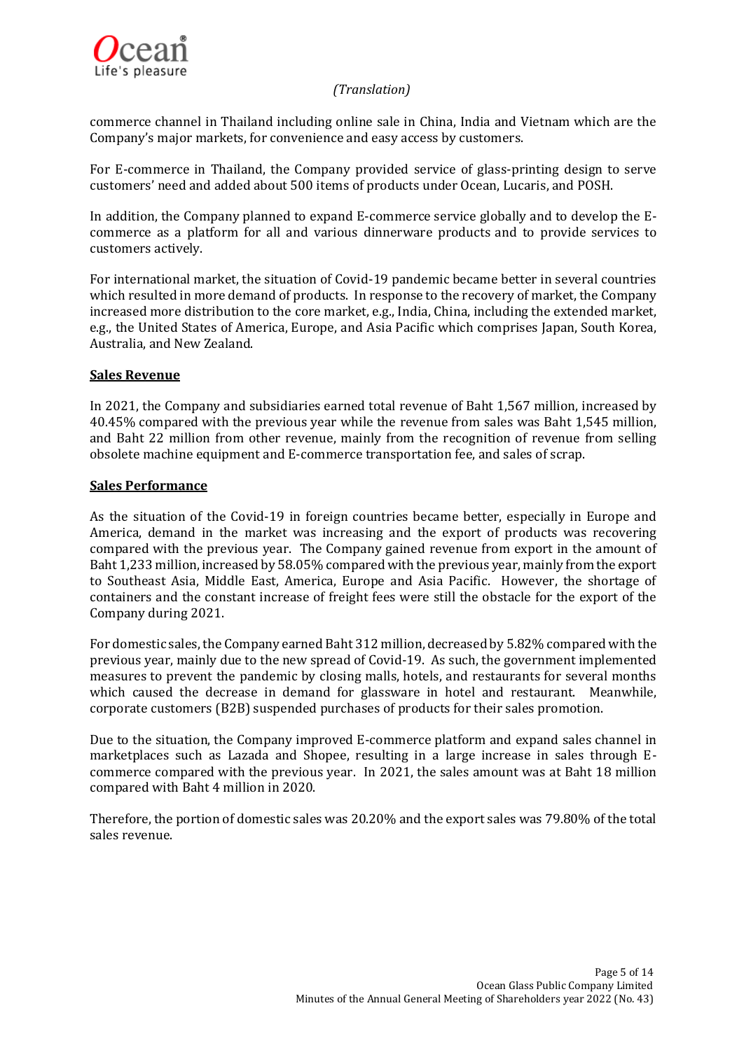*(Translation)*

commerce channel in Thailand including online sale in China, India and Vietnam which are the Company's major markets, for convenience and easy access by customers.

For E-commerce in Thailand, the Company provided service of glass-printing design to serve customers' need and added about 500 items of products under Ocean, Lucaris, and POSH.

In addition, the Company planned to expand E-commerce service globally and to develop the E-commerce as a platform for all and various dinnerware products and to provide services to customers actively.

For international market, the situation of Covid-19 pandemic became better in several countries which resulted in more demand of products. In response to the recovery of market, the Company increased more distribution to the core market, e.g., India, China, including the extended market, e.g., the United States of America, Europe, and Asia Pacific which comprises Japan, South Korea, Australia, and New Zealand.

**Sales Revenue**

In 2021, the Company and subsidiaries earned total revenue of Baht 1,567 million, increased by 40.45% compared with the previous year while the revenue from sales was Baht 1,545 million, and Baht 22 million from other revenue, mainly from the recognition of revenue from selling obsolete machine equipment and E-commerce transportation fee, and sales of scrap.

**Sales Performance**

As the situation of the Covid-19 in foreign countries became better, especially in Europe and America, demand in the market was increasing and the export of products was recovering compared with the previous year. The Company gained revenue from export in the amount of Baht 1,233 million, increased by 58.05% compared with the previous year, mainly from the export to Southeast Asia, Middle East, America, Europe and Asia Pacific. However, the shortage of containers and the constant increase of freight fees were still the obstacle for the export of the Company during 2021.

For domestic sales, the Company earned Baht 312 million, decreased by 5.82% compared with the previous year, mainly due to the new spread of Covid-19. As such, the government implemented measures to prevent the pandemic by closing malls, hotels, and restaurants for several months which caused the decrease in demand for glassware in hotel and restaurant. Meanwhile, corporate customers (B2B) suspended purchases of products for their sales promotion.

Due to the situation, the Company improved E-commerce platform and expand sales channel in marketplaces such as Lazada and Shopee, resulting in a large increase in sales through E-commerce compared with the previous year. In 2021, the sales amount was at Baht 18 million compared with Baht 4 million in 2020.

Therefore, the portion of domestic sales was 20.20% and the export sales was 79.80% of the total sales revenue.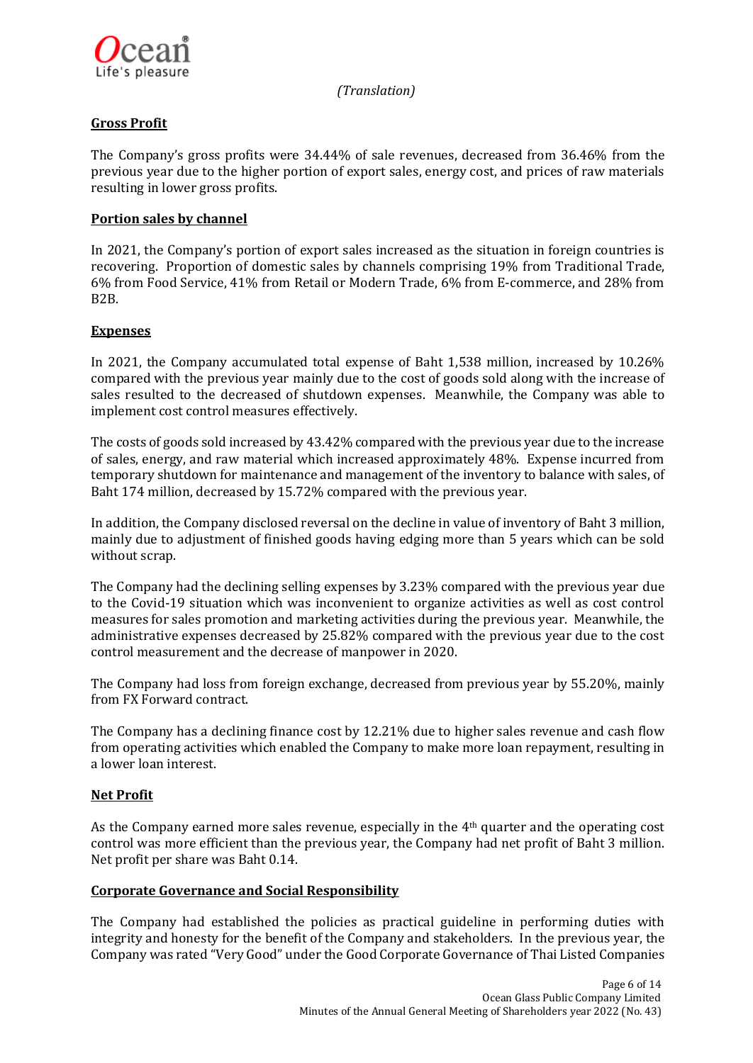*(Translation)*

## Gross Profit

The Company's gross profits were 34.44% of sale revenues, decreased from 36.46% from the previous year due to the higher portion of export sales, energy cost, and prices of raw materials resulting in lower gross profits.

## Portion sales by channel

In 2021, the Company's portion of export sales increased as the situation in foreign countries is recovering. Proportion of domestic sales by channels comprising 19% from Traditional Trade, 6% from Food Service, 41% from Retail or Modern Trade, 6% from E-commerce, and 28% from B2B.

## Expenses

In 2021, the Company accumulated total expense of Baht 1,538 million, increased by 10.26% compared with the previous year mainly due to the cost of goods sold along with the increase of sales resulted to the decreased of shutdown expenses. Meanwhile, the Company was able to implement cost control measures effectively.

The costs of goods sold increased by 43.42% compared with the previous year due to the increase of sales, energy, and raw material which increased approximately 48%. Expense incurred from temporary shutdown for maintenance and management of the inventory to balance with sales, of Baht 174 million, decreased by 15.72% compared with the previous year.

In addition, the Company disclosed reversal on the decline in value of inventory of Baht 3 million, mainly due to adjustment of finished goods having edging more than 5 years which can be sold without scrap.

The Company had the declining selling expenses by 3.23% compared with the previous year due to the Covid-19 situation which was inconvenient to organize activities as well as cost control measures for sales promotion and marketing activities during the previous year. Meanwhile, the administrative expenses decreased by 25.82% compared with the previous year due to the cost control measurement and the decrease of manpower in 2020.

The Company had loss from foreign exchange, decreased from previous year by 55.20%, mainly from FX Forward contract.

The Company has a declining finance cost by 12.21% due to higher sales revenue and cash flow from operating activities which enabled the Company to make more loan repayment, resulting in a lower loan interest.

## Net Profit

As the Company earned more sales revenue, especially in the 4th quarter and the operating cost control was more efficient than the previous year, the Company had net profit of Baht 3 million. Net profit per share was Baht 0.14.

## Corporate Governance and Social Responsibility

The Company had established the policies as practical guideline in performing duties with integrity and honesty for the benefit of the Company and stakeholders. In the previous year, the Company was rated "Very Good" under the Good Corporate Governance of Thai Listed Companies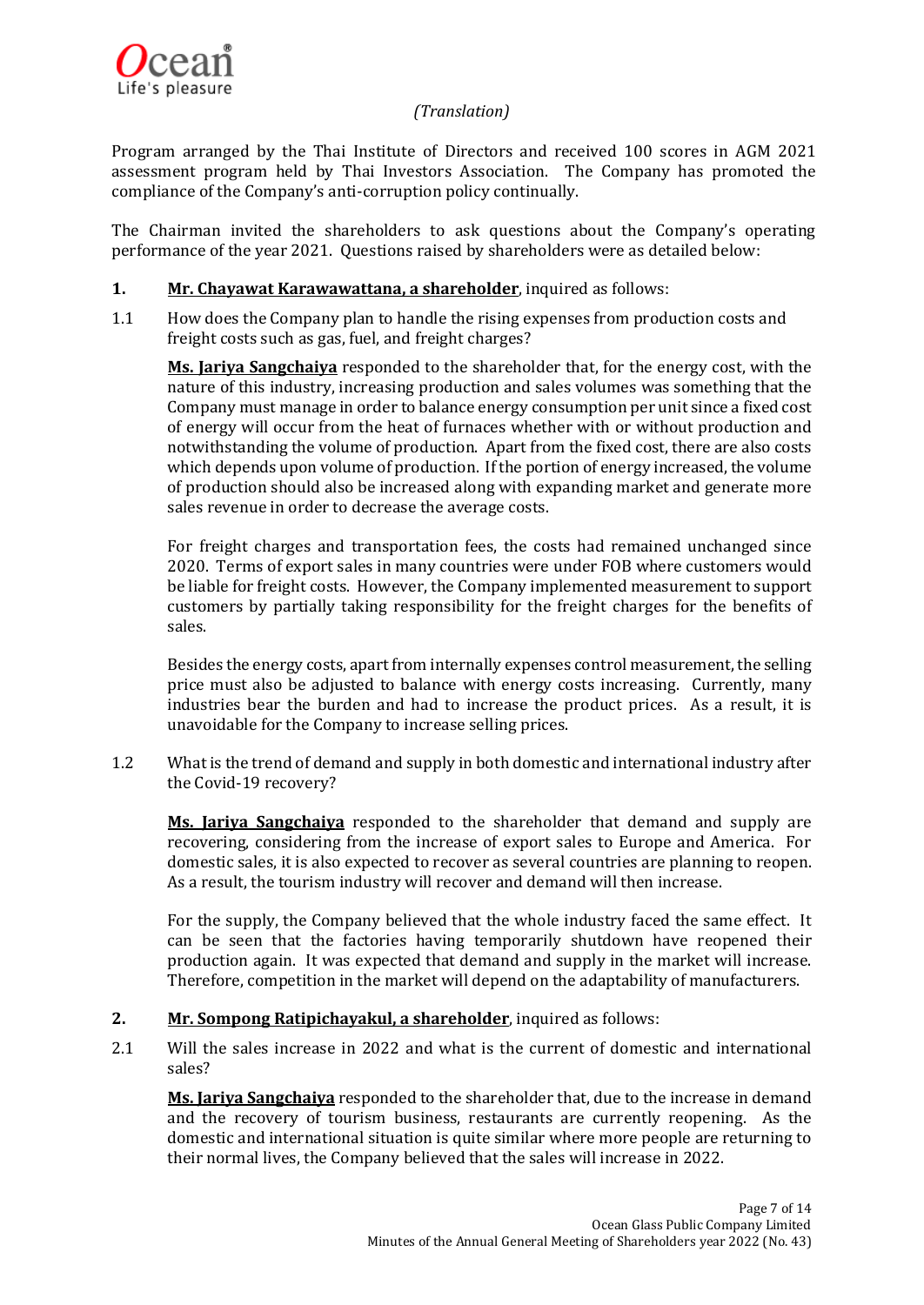*(Translation)*

Program arranged by the Thai Institute of Directors and received 100 scores in AGM 2021 assessment program held by Thai Investors Association. The Company has promoted the compliance of the Company's anti-corruption policy continually.

The Chairman invited the shareholders to ask questions about the Company's operating performance of the year 2021. Questions raised by shareholders were as detailed below:

**1. Mr. Chayawat Karawawattana, a shareholder**, inquired as follows:

1.1 How does the Company plan to handle the rising expenses from production costs and freight costs such as gas, fuel, and freight charges?

**Ms. Jariya Sangchaiya** responded to the shareholder that, for the energy cost, with the nature of this industry, increasing production and sales volumes was something that the Company must manage in order to balance energy consumption per unit since a fixed cost of energy will occur from the heat of furnaces whether with or without production and notwithstanding the volume of production. Apart from the fixed cost, there are also costs which depends upon volume of production. If the portion of energy increased, the volume of production should also be increased along with expanding market and generate more sales revenue in order to decrease the average costs.

For freight charges and transportation fees, the costs had remained unchanged since 2020. Terms of export sales in many countries were under FOB where customers would be liable for freight costs. However, the Company implemented measurement to support customers by partially taking responsibility for the freight charges for the benefits of sales.

Besides the energy costs, apart from internally expenses control measurement, the selling price must also be adjusted to balance with energy costs increasing. Currently, many industries bear the burden and had to increase the product prices. As a result, it is unavoidable for the Company to increase selling prices.

1.2 What is the trend of demand and supply in both domestic and international industry after the Covid-19 recovery?

**Ms. Jariya Sangchaiya** responded to the shareholder that demand and supply are recovering, considering from the increase of export sales to Europe and America. For domestic sales, it is also expected to recover as several countries are planning to reopen. As a result, the tourism industry will recover and demand will then increase.

For the supply, the Company believed that the whole industry faced the same effect. It can be seen that the factories having temporarily shutdown have reopened their production again. It was expected that demand and supply in the market will increase. Therefore, competition in the market will depend on the adaptability of manufacturers.

**2. Mr. Sompong Ratipichayakul, a shareholder**, inquired as follows:

2.1 Will the sales increase in 2022 and what is the current of domestic and international sales?

**Ms. Jariya Sangchaiya** responded to the shareholder that, due to the increase in demand and the recovery of tourism business, restaurants are currently reopening. As the domestic and international situation is quite similar where more people are returning to their normal lives, the Company believed that the sales will increase in 2022.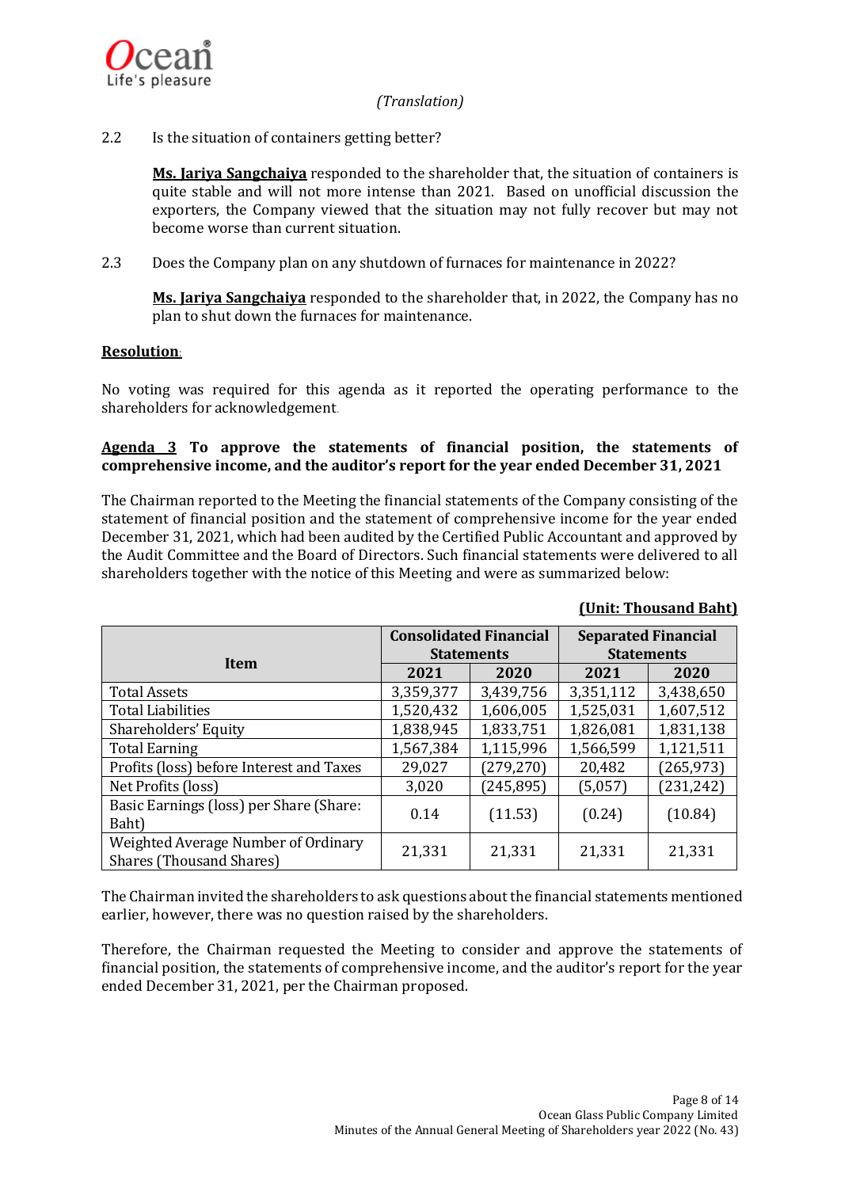*(Translation)*

2.2 Is the situation of containers getting better?

**Ms. Jariya Sangchaiya** responded to the shareholder that, the situation of containers is quite stable and will not more intense than 2021. Based on unofficial discussion the exporters, the Company viewed that the situation may not fully recover but may not become worse than current situation.

2.3 Does the Company plan on any shutdown of furnaces for maintenance in 2022?

**Ms. Jariya Sangchaiya** responded to the shareholder that, in 2022, the Company has no plan to shut down the furnaces for maintenance.

**Resolution**:

No voting was required for this agenda as it reported the operating performance to the shareholders for acknowledgement.

**Agenda 3 To approve the statements of financial position, the statements of comprehensive income, and the auditor's report for the year ended December 31, 2021**

The Chairman reported to the Meeting the financial statements of the Company consisting of the statement of financial position and the statement of comprehensive income for the year ended December 31, 2021, which had been audited by the Certified Public Accountant and approved by the Audit Committee and the Board of Directors. Such financial statements were delivered to all shareholders together with the notice of this Meeting and were as summarized below:

**(Unit: Thousand Baht)**

| Item | Consolidated Financial Statements | | Separated Financial Statements | |
|---|---|---|---|---|
| | 2021 | 2020 | 2021 | 2020 |
| Total Assets | 3,359,377 | 3,439,756 | 3,351,112 | 3,438,650 |
| Total Liabilities | 1,520,432 | 1,606,005 | 1,525,031 | 1,607,512 |
| Shareholders' Equity | 1,838,945 | 1,833,751 | 1,826,081 | 1,831,138 |
| Total Earning | 1,567,384 | 1,115,996 | 1,566,599 | 1,121,511 |
| Profits (loss) before Interest and Taxes | 29,027 | (279,270) | 20,482 | (265,973) |
| Net Profits (loss) | 3,020 | (245,895) | (5,057) | (231,242) |
| Basic Earnings (loss) per Share (Share: Baht) | 0.14 | (11.53) | (0.24) | (10.84) |
| Weighted Average Number of Ordinary Shares (Thousand Shares) | 21,331 | 21,331 | 21,331 | 21,331 |

The Chairman invited the shareholders to ask questions about the financial statements mentioned earlier, however, there was no question raised by the shareholders.

Therefore, the Chairman requested the Meeting to consider and approve the statements of financial position, the statements of comprehensive income, and the auditor's report for the year ended December 31, 2021, per the Chairman proposed.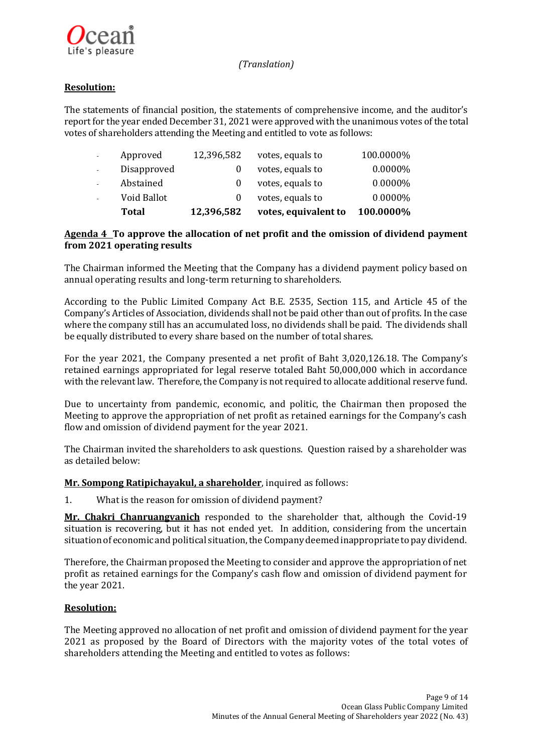*(Translation)*

**Resolution:**

The statements of financial position, the statements of comprehensive income, and the auditor's report for the year ended December 31, 2021 were approved with the unanimous votes of the total votes of shareholders attending the Meeting and entitled to vote as follows:

| | | | | |
|---|---|---|---|---|
| - | Approved | 12,396,582 | votes, equals to | 100.0000% |
| - | Disapproved | 0 | votes, equals to | 0.0000% |
| - | Abstained | 0 | votes, equals to | 0.0000% |
| - | Void Ballot | 0 | votes, equals to | 0.0000% |
| | **Total** | **12,396,582** | **votes, equivalent to** | **100.0000%** |

**Agenda 4 To approve the allocation of net profit and the omission of dividend payment from 2021 operating results**

The Chairman informed the Meeting that the Company has a dividend payment policy based on annual operating results and long-term returning to shareholders.

According to the Public Limited Company Act B.E. 2535, Section 115, and Article 45 of the Company's Articles of Association, dividends shall not be paid other than out of profits. In the case where the company still has an accumulated loss, no dividends shall be paid. The dividends shall be equally distributed to every share based on the number of total shares.

For the year 2021, the Company presented a net profit of Baht 3,020,126.18. The Company's retained earnings appropriated for legal reserve totaled Baht 50,000,000 which in accordance with the relevant law. Therefore, the Company is not required to allocate additional reserve fund.

Due to uncertainty from pandemic, economic, and politic, the Chairman then proposed the Meeting to approve the appropriation of net profit as retained earnings for the Company's cash flow and omission of dividend payment for the year 2021.

The Chairman invited the shareholders to ask questions. Question raised by a shareholder was as detailed below:

**Mr. Sompong Ratipichayakul, a shareholder**, inquired as follows:

1. What is the reason for omission of dividend payment?

**Mr. Chakri Chanruangvanich** responded to the shareholder that, although the Covid-19 situation is recovering, but it has not ended yet. In addition, considering from the uncertain situation of economic and political situation, the Company deemed inappropriate to pay dividend.

Therefore, the Chairman proposed the Meeting to consider and approve the appropriation of net profit as retained earnings for the Company's cash flow and omission of dividend payment for the year 2021.

**Resolution:**

The Meeting approved no allocation of net profit and omission of dividend payment for the year 2021 as proposed by the Board of Directors with the majority votes of the total votes of shareholders attending the Meeting and entitled to votes as follows: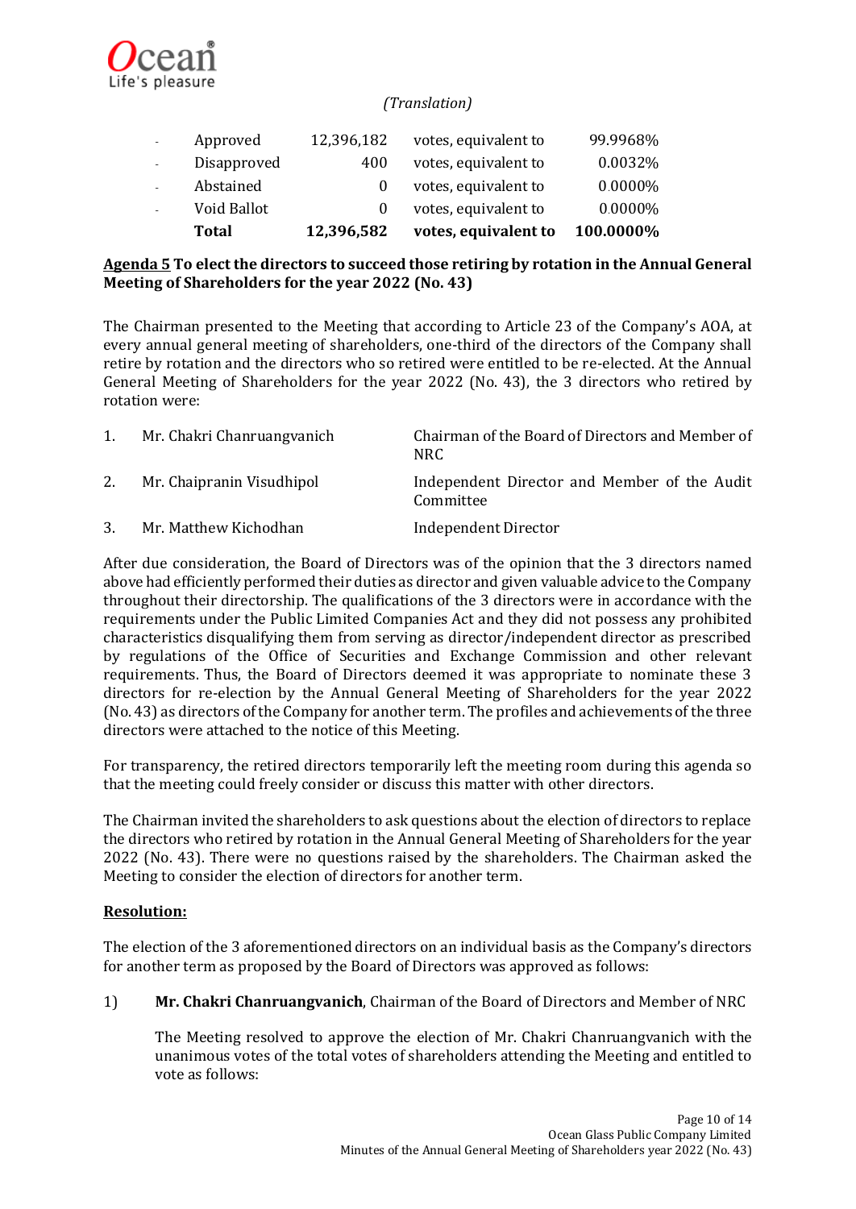*(Translation)*

| | | | | |
|---|---|---|---|---|
| - | Approved | 12,396,182 | votes, equivalent to | 99.9968% |
| - | Disapproved | 400 | votes, equivalent to | 0.0032% |
| - | Abstained | 0 | votes, equivalent to | 0.0000% |
| - | Void Ballot | 0 | votes, equivalent to | 0.0000% |
| | **Total** | **12,396,582** | **votes, equivalent to** | **100.0000%** |

**Agenda 5 To elect the directors to succeed those retiring by rotation in the Annual General Meeting of Shareholders for the year 2022 (No. 43)**

The Chairman presented to the Meeting that according to Article 23 of the Company's AOA, at every annual general meeting of shareholders, one-third of the directors of the Company shall retire by rotation and the directors who so retired were entitled to be re-elected. At the Annual General Meeting of Shareholders for the year 2022 (No. 43), the 3 directors who retired by rotation were:

| | | |
|---|---|---|
| 1. | Mr. Chakri Chanruangvanich | Chairman of the Board of Directors and Member of NRC |
| 2. | Mr. Chaipranin Visudhipol | Independent Director and Member of the Audit Committee |
| 3. | Mr. Matthew Kichodhan | Independent Director |

After due consideration, the Board of Directors was of the opinion that the 3 directors named above had efficiently performed their duties as director and given valuable advice to the Company throughout their directorship. The qualifications of the 3 directors were in accordance with the requirements under the Public Limited Companies Act and they did not possess any prohibited characteristics disqualifying them from serving as director/independent director as prescribed by regulations of the Office of Securities and Exchange Commission and other relevant requirements. Thus, the Board of Directors deemed it was appropriate to nominate these 3 directors for re-election by the Annual General Meeting of Shareholders for the year 2022 (No. 43) as directors of the Company for another term. The profiles and achievements of the three directors were attached to the notice of this Meeting.

For transparency, the retired directors temporarily left the meeting room during this agenda so that the meeting could freely consider or discuss this matter with other directors.

The Chairman invited the shareholders to ask questions about the election of directors to replace the directors who retired by rotation in the Annual General Meeting of Shareholders for the year 2022 (No. 43). There were no questions raised by the shareholders. The Chairman asked the Meeting to consider the election of directors for another term.

**Resolution:**

The election of the 3 aforementioned directors on an individual basis as the Company's directors for another term as proposed by the Board of Directors was approved as follows:

1) **Mr. Chakri Chanruangvanich**, Chairman of the Board of Directors and Member of NRC

The Meeting resolved to approve the election of Mr. Chakri Chanruangvanich with the unanimous votes of the total votes of shareholders attending the Meeting and entitled to vote as follows: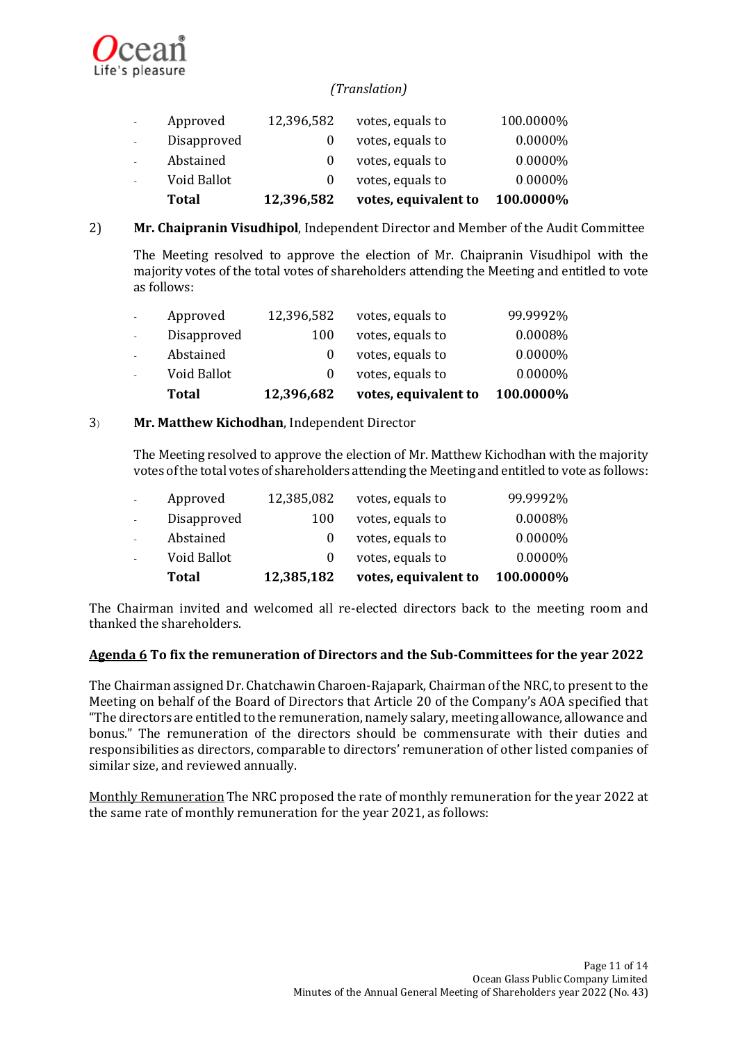*(Translation)*

| | | | | |
|---|---|---|---|---|
| - | Approved | 12,396,582 | votes, equals to | 100.0000% |
| - | Disapproved | 0 | votes, equals to | 0.0000% |
| - | Abstained | 0 | votes, equals to | 0.0000% |
| - | Void Ballot | 0 | votes, equals to | 0.0000% |
| | **Total** | **12,396,582** | **votes, equivalent to** | **100.0000%** |

2) **Mr. Chaipranin Visudhipol**, Independent Director and Member of the Audit Committee

The Meeting resolved to approve the election of Mr. Chaipranin Visudhipol with the majority votes of the total votes of shareholders attending the Meeting and entitled to vote as follows:

| | | | | |
|---|---|---|---|---|
| - | Approved | 12,396,582 | votes, equals to | 99.9992% |
| - | Disapproved | 100 | votes, equals to | 0.0008% |
| - | Abstained | 0 | votes, equals to | 0.0000% |
| - | Void Ballot | 0 | votes, equals to | 0.0000% |
| | **Total** | **12,396,682** | **votes, equivalent to** | **100.0000%** |

3) **Mr. Matthew Kichodhan**, Independent Director

The Meeting resolved to approve the election of Mr. Matthew Kichodhan with the majority votes of the total votes of shareholders attending the Meeting and entitled to vote as follows:

| | | | | |
|---|---|---|---|---|
| - | Approved | 12,385,082 | votes, equals to | 99.9992% |
| - | Disapproved | 100 | votes, equals to | 0.0008% |
| - | Abstained | 0 | votes, equals to | 0.0000% |
| - | Void Ballot | 0 | votes, equals to | 0.0000% |
| | **Total** | **12,385,182** | **votes, equivalent to** | **100.0000%** |

The Chairman invited and welcomed all re-elected directors back to the meeting room and thanked the shareholders.

**Agenda 6 To fix the remuneration of Directors and the Sub-Committees for the year 2022**

The Chairman assigned Dr. Chatchawin Charoen-Rajapark, Chairman of the NRC, to present to the Meeting on behalf of the Board of Directors that Article 20 of the Company's AOA specified that "The directors are entitled to the remuneration, namely salary, meeting allowance, allowance and bonus." The remuneration of the directors should be commensurate with their duties and responsibilities as directors, comparable to directors' remuneration of other listed companies of similar size, and reviewed annually.

Monthly Remuneration The NRC proposed the rate of monthly remuneration for the year 2022 at the same rate of monthly remuneration for the year 2021, as follows: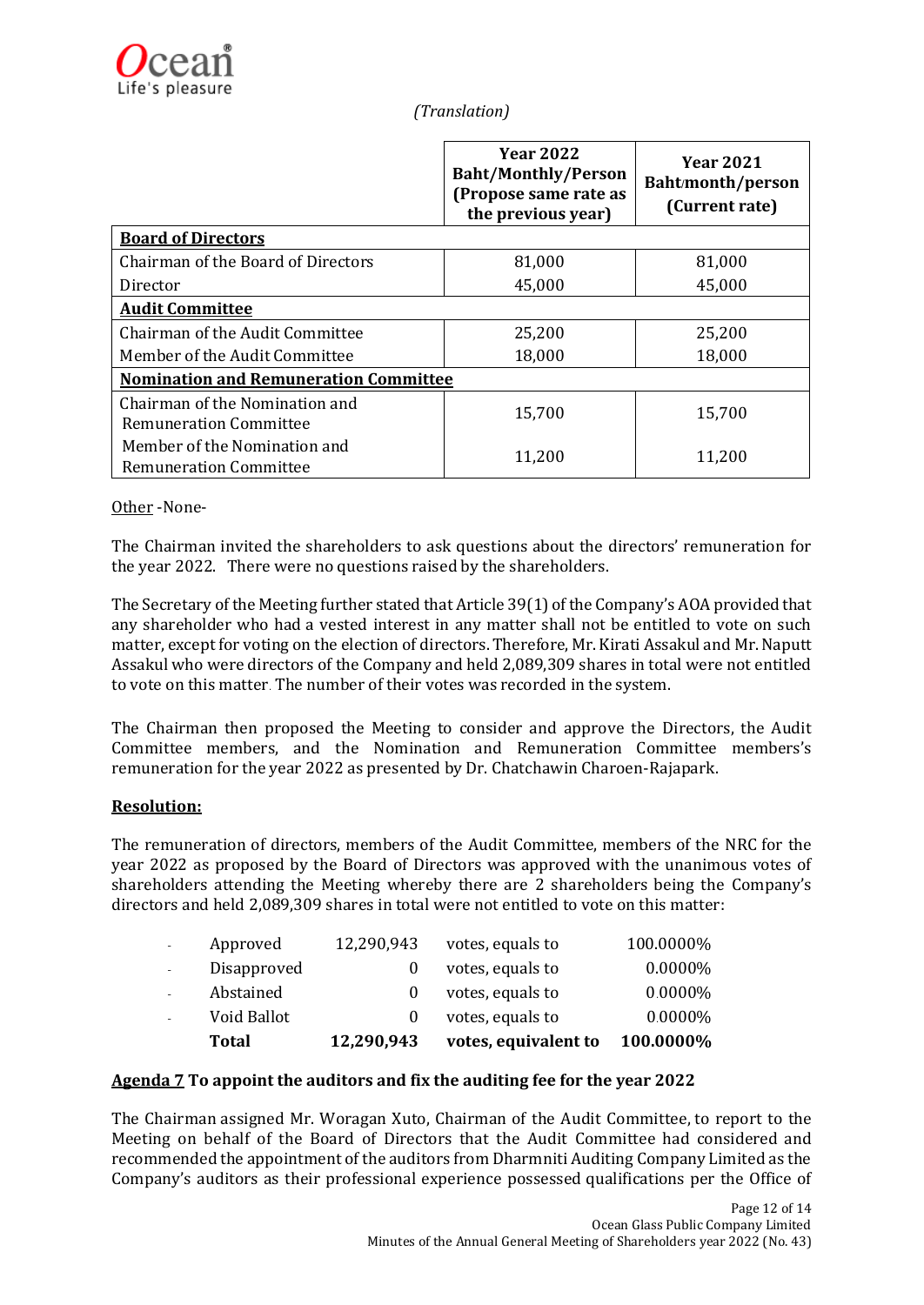*(Translation)*

| | Year 2022 Baht/Monthly/Person (Propose same rate as the previous year) | Year 2021 Baht/month/person (Current rate) |
|---|---|---|
| **Board of Directors** | | |
| Chairman of the Board of Directors | 81,000 | 81,000 |
| Director | 45,000 | 45,000 |
| **Audit Committee** | | |
| Chairman of the Audit Committee | 25,200 | 25,200 |
| Member of the Audit Committee | 18,000 | 18,000 |
| **Nomination and Remuneration Committee** | | |
| Chairman of the Nomination and Remuneration Committee | 15,700 | 15,700 |
| Member of the Nomination and Remuneration Committee | 11,200 | 11,200 |

Other -None-

The Chairman invited the shareholders to ask questions about the directors' remuneration for the year 2022. There were no questions raised by the shareholders.

The Secretary of the Meeting further stated that Article 39(1) of the Company's AOA provided that any shareholder who had a vested interest in any matter shall not be entitled to vote on such matter, except for voting on the election of directors. Therefore, Mr. Kirati Assakul and Mr. Naputt Assakul who were directors of the Company and held 2,089,309 shares in total were not entitled to vote on this matter. The number of their votes was recorded in the system.

The Chairman then proposed the Meeting to consider and approve the Directors, the Audit Committee members, and the Nomination and Remuneration Committee members's remuneration for the year 2022 as presented by Dr. Chatchawin Charoen-Rajapark.

**Resolution:**

The remuneration of directors, members of the Audit Committee, members of the NRC for the year 2022 as proposed by the Board of Directors was approved with the unanimous votes of shareholders attending the Meeting whereby there are 2 shareholders being the Company's directors and held 2,089,309 shares in total were not entitled to vote on this matter:

| | | | | |
|---|---|---|---|---|
| - | Approved | 12,290,943 | votes, equals to | 100.0000% |
| - | Disapproved | 0 | votes, equals to | 0.0000% |
| - | Abstained | 0 | votes, equals to | 0.0000% |
| - | Void Ballot | 0 | votes, equals to | 0.0000% |
| | **Total** | **12,290,943** | **votes, equivalent to** | **100.0000%** |

**Agenda 7 To appoint the auditors and fix the auditing fee for the year 2022**

The Chairman assigned Mr. Woragan Xuto, Chairman of the Audit Committee, to report to the Meeting on behalf of the Board of Directors that the Audit Committee had considered and recommended the appointment of the auditors from Dharmniti Auditing Company Limited as the Company's auditors as their professional experience possessed qualifications per the Office of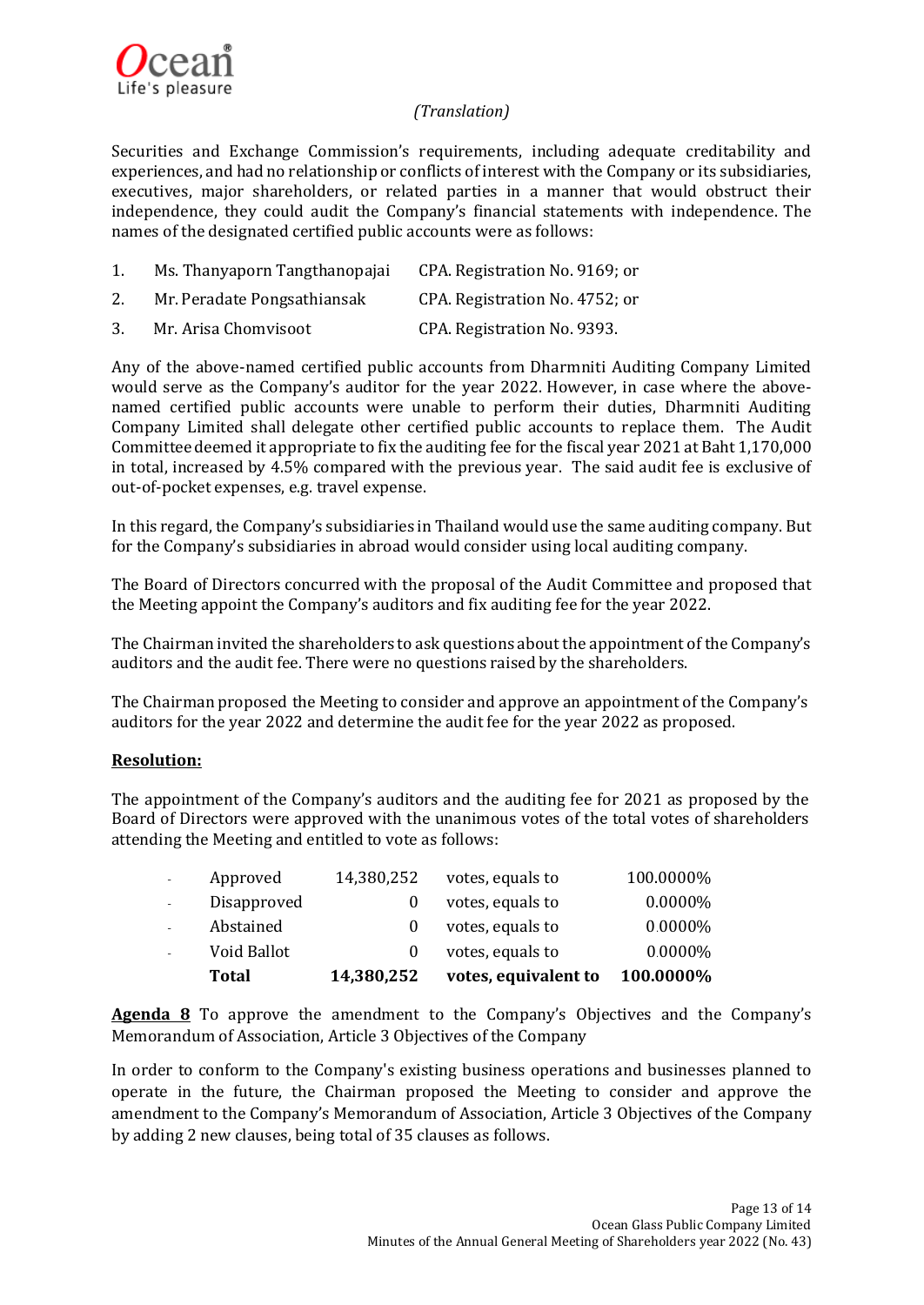*(Translation)*

Securities and Exchange Commission's requirements, including adequate creditability and experiences, and had no relationship or conflicts of interest with the Company or its subsidiaries, executives, major shareholders, or related parties in a manner that would obstruct their independence, they could audit the Company's financial statements with independence. The names of the designated certified public accounts were as follows:

1. Ms. Thanyaporn Tangthanopajai CPA. Registration No. 9169; or
2. Mr. Peradate Pongsathiansak CPA. Registration No. 4752; or
3. Mr. Arisa Chomvisoot CPA. Registration No. 9393.

Any of the above-named certified public accounts from Dharmniti Auditing Company Limited would serve as the Company's auditor for the year 2022. However, in case where the above-named certified public accounts were unable to perform their duties, Dharmniti Auditing Company Limited shall delegate other certified public accounts to replace them. The Audit Committee deemed it appropriate to fix the auditing fee for the fiscal year 2021 at Baht 1,170,000 in total, increased by 4.5% compared with the previous year. The said audit fee is exclusive of out-of-pocket expenses, e.g. travel expense.

In this regard, the Company's subsidiaries in Thailand would use the same auditing company. But for the Company's subsidiaries in abroad would consider using local auditing company.

The Board of Directors concurred with the proposal of the Audit Committee and proposed that the Meeting appoint the Company's auditors and fix auditing fee for the year 2022.

The Chairman invited the shareholders to ask questions about the appointment of the Company's auditors and the audit fee. There were no questions raised by the shareholders.

The Chairman proposed the Meeting to consider and approve an appointment of the Company's auditors for the year 2022 and determine the audit fee for the year 2022 as proposed.

**Resolution:**

The appointment of the Company's auditors and the auditing fee for 2021 as proposed by the Board of Directors were approved with the unanimous votes of the total votes of shareholders attending the Meeting and entitled to vote as follows:

| | | | | |
|---|---|---|---|---|
| - | Approved | 14,380,252 | votes, equals to | 100.0000% |
| - | Disapproved | 0 | votes, equals to | 0.0000% |
| - | Abstained | 0 | votes, equals to | 0.0000% |
| - | Void Ballot | 0 | votes, equals to | 0.0000% |
| | **Total** | **14,380,252** | **votes, equivalent to** | **100.0000%** |

**Agenda 8** To approve the amendment to the Company's Objectives and the Company's Memorandum of Association, Article 3 Objectives of the Company

In order to conform to the Company's existing business operations and businesses planned to operate in the future, the Chairman proposed the Meeting to consider and approve the amendment to the Company's Memorandum of Association, Article 3 Objectives of the Company by adding 2 new clauses, being total of 35 clauses as follows.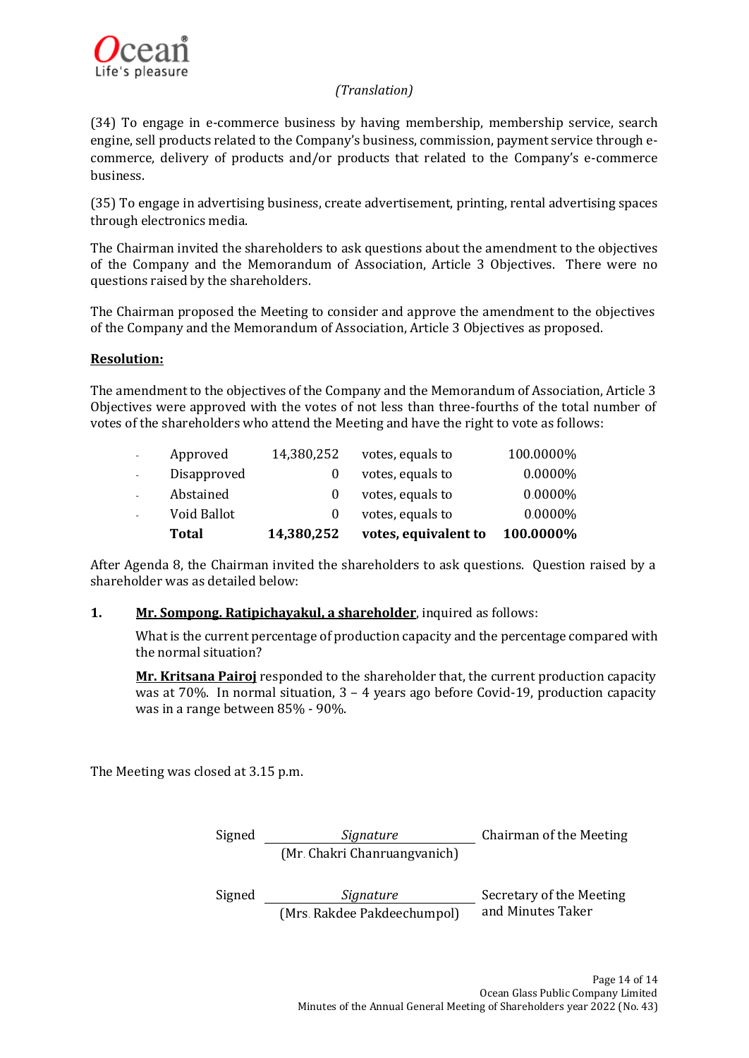*(Translation)*

(34) To engage in e-commerce business by having membership, membership service, search engine, sell products related to the Company's business, commission, payment service through e-commerce, delivery of products and/or products that related to the Company's e-commerce business.

(35) To engage in advertising business, create advertisement, printing, rental advertising spaces through electronics media.

The Chairman invited the shareholders to ask questions about the amendment to the objectives of the Company and the Memorandum of Association, Article 3 Objectives. There were no questions raised by the shareholders.

The Chairman proposed the Meeting to consider and approve the amendment to the objectives of the Company and the Memorandum of Association, Article 3 Objectives as proposed.

**Resolution:**

The amendment to the objectives of the Company and the Memorandum of Association, Article 3 Objectives were approved with the votes of not less than three-fourths of the total number of votes of the shareholders who attend the Meeting and have the right to vote as follows:

| | | | | |
|---|---|---|---|---|
| - | Approved | 14,380,252 | votes, equals to | 100.0000% |
| - | Disapproved | 0 | votes, equals to | 0.0000% |
| - | Abstained | 0 | votes, equals to | 0.0000% |
| - | Void Ballot | 0 | votes, equals to | 0.0000% |
| | **Total** | **14,380,252** | **votes, equivalent to** | **100.0000%** |

After Agenda 8, the Chairman invited the shareholders to ask questions. Question raised by a shareholder was as detailed below:

1. **Mr. Sompong. Ratipichayakul, a shareholder**, inquired as follows:

   What is the current percentage of production capacity and the percentage compared with the normal situation?

   **Mr. Kritsana Pairoj** responded to the shareholder that, the current production capacity was at 70%. In normal situation, 3 – 4 years ago before Covid-19, production capacity was in a range between 85% - 90%.

The Meeting was closed at 3.15 p.m.

Signed *Signature* Chairman of the Meeting
(Mr. Chakri Chanruangvanich)

Signed *Signature* Secretary of the Meeting and Minutes Taker
(Mrs. Rakdee Pakdeechumpol)